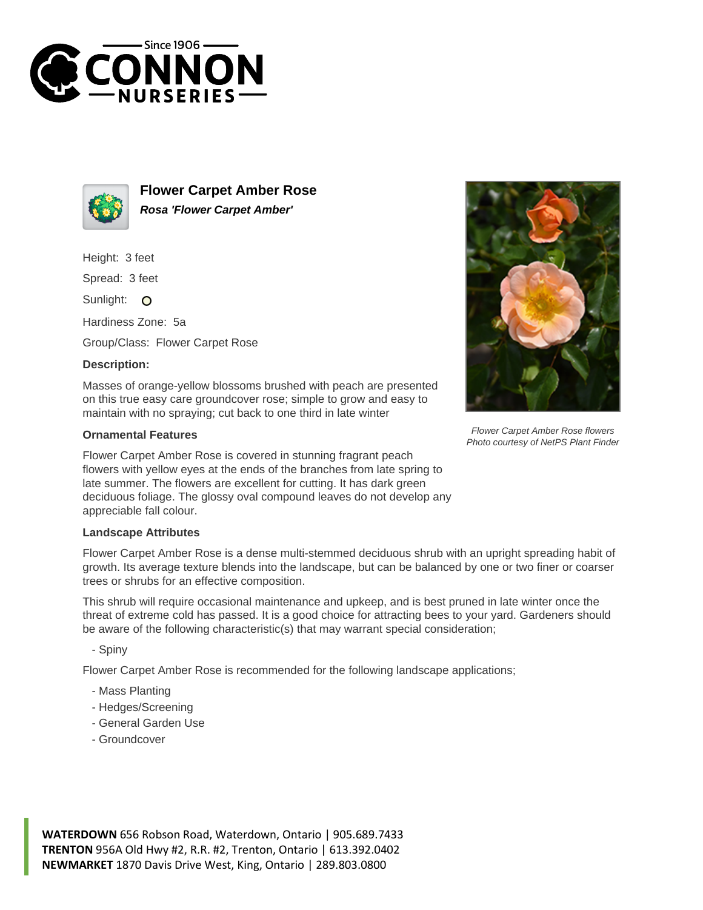# Flower Carpet Amber Rose

***Rosa 'Flower Carpet Amber'***

Height: 3 feet

Spread: 3 feet

Sunlight:

Hardiness Zone: 5a

Group/Class: Flower Carpet Rose

**Description:**

Masses of orange-yellow blossoms brushed with peach are presented on this true easy care groundcover rose; simple to grow and easy to maintain with no spraying; cut back to one third in late winter

*Flower Carpet Amber Rose flowers*
*Photo courtesy of NetPS Plant Finder*

### Ornamental Features

Flower Carpet Amber Rose is covered in stunning fragrant peach flowers with yellow eyes at the ends of the branches from late spring to late summer. The flowers are excellent for cutting. It has dark green deciduous foliage. The glossy oval compound leaves do not develop any appreciable fall colour.

### Landscape Attributes

Flower Carpet Amber Rose is a dense multi-stemmed deciduous shrub with an upright spreading habit of growth. Its average texture blends into the landscape, but can be balanced by one or two finer or coarser trees or shrubs for an effective composition.

This shrub will require occasional maintenance and upkeep, and is best pruned in late winter once the threat of extreme cold has passed. It is a good choice for attracting bees to your yard. Gardeners should be aware of the following characteristic(s) that may warrant special consideration;

- Spiny

Flower Carpet Amber Rose is recommended for the following landscape applications;

- Mass Planting
- Hedges/Screening
- General Garden Use
- Groundcover

**WATERDOWN** 656 Robson Road, Waterdown, Ontario | 905.689.7433
**TRENTON** 956A Old Hwy #2, R.R. #2, Trenton, Ontario | 613.392.0402
**NEWMARKET** 1870 Davis Drive West, King, Ontario | 289.803.0800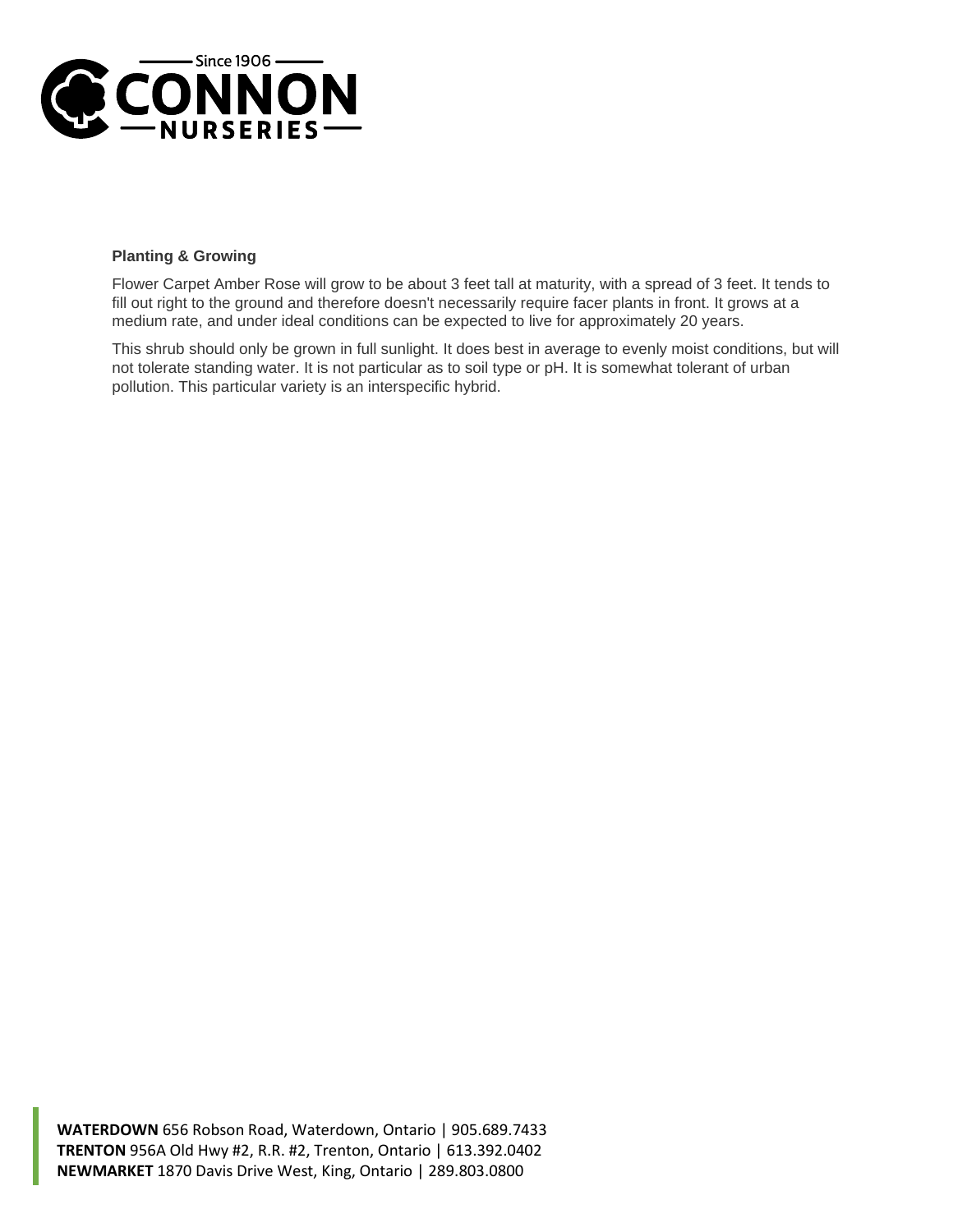### Planting & Growing

Flower Carpet Amber Rose will grow to be about 3 feet tall at maturity, with a spread of 3 feet. It tends to fill out right to the ground and therefore doesn't necessarily require facer plants in front. It grows at a medium rate, and under ideal conditions can be expected to live for approximately 20 years.

This shrub should only be grown in full sunlight. It does best in average to evenly moist conditions, but will not tolerate standing water. It is not particular as to soil type or pH. It is somewhat tolerant of urban pollution. This particular variety is an interspecific hybrid.